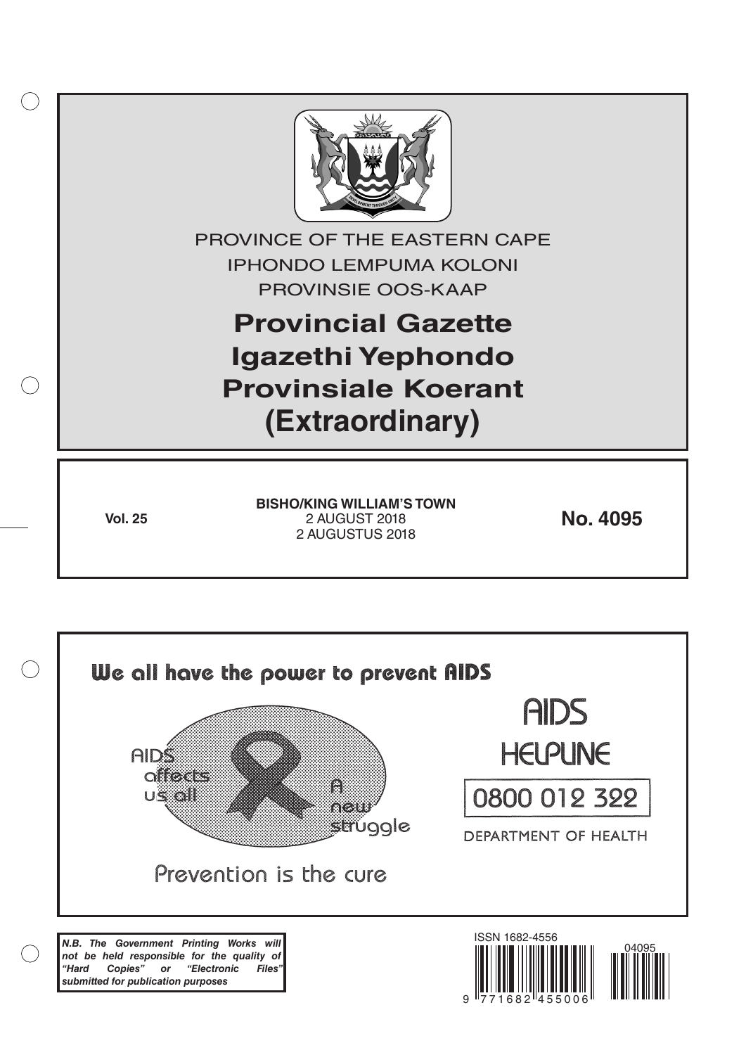PROVINCE OF THE EASTERN CAPE
IPHONDO LEMPUMA KOLONI
PROVINSIE OOS-KAAP

# Provincial Gazette
# Igazethi Yephondo
# Provinsiale Koerant
# (Extraordinary)

**Vol. 25**

**BISHO/KING WILLIAM'S TOWN**
2 AUGUST 2018
2 AUGUSTUS 2018

**No. 4095**

We all have the power to prevent AIDS

AIDS affects us all

A new struggle

Prevention is the cure

AIDS HELPLINE

0800 012 322

DEPARTMENT OF HEALTH

***N.B. The Government Printing Works will not be held responsible for the quality of "Hard Copies" or "Electronic Files" submitted for publication purposes***

ISSN 1682-4556

9 771682 455006

04095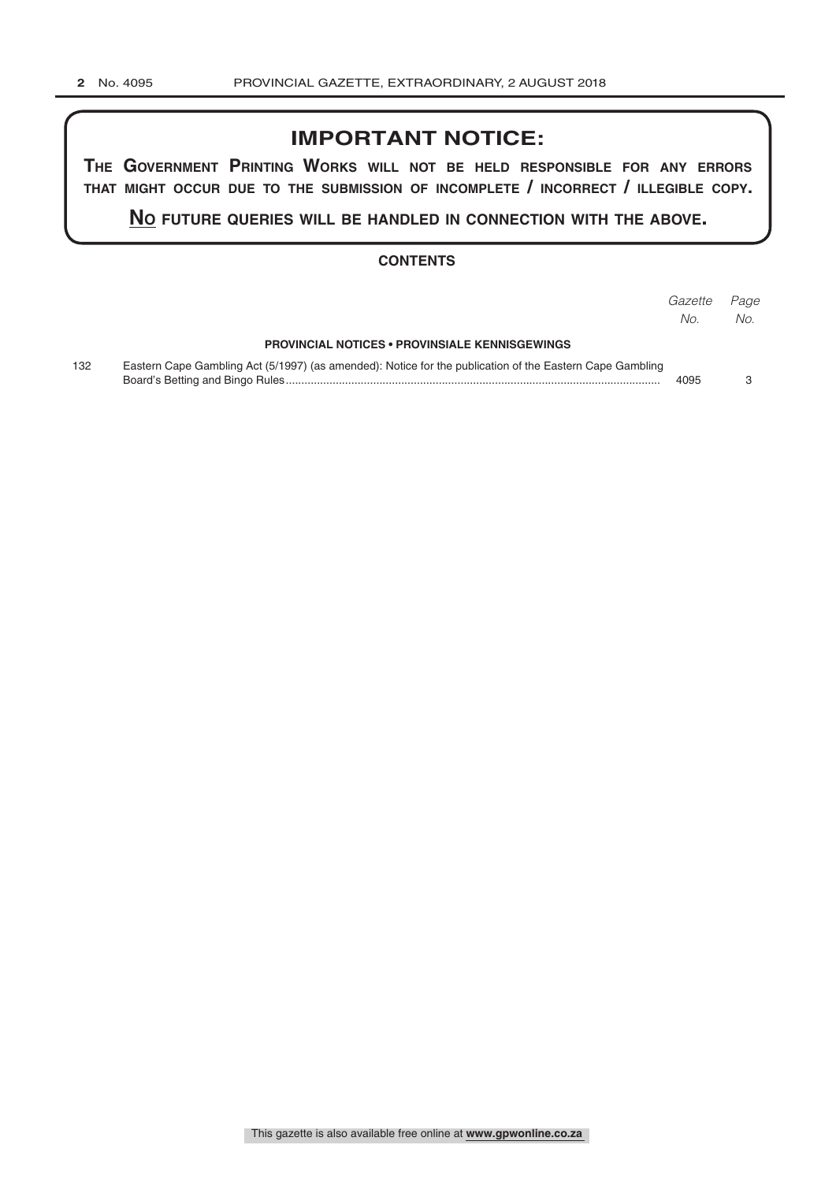# IMPORTANT NOTICE:

**THE GOVERNMENT PRINTING WORKS WILL NOT BE HELD RESPONSIBLE FOR ANY ERRORS THAT MIGHT OCCUR DUE TO THE SUBMISSION OF INCOMPLETE / INCORRECT / ILLEGIBLE COPY.**

**NO FUTURE QUERIES WILL BE HANDLED IN CONNECTION WITH THE ABOVE.**

## CONTENTS

| | | *Gazette No.* | *Page No.* |
|---|---|---|---|
| | **PROVINCIAL NOTICES • PROVINSIALE KENNISGEWINGS** | | |
| 132 | Eastern Cape Gambling Act (5/1997) (as amended): Notice for the publication of the Eastern Cape Gambling Board's Betting and Bingo Rules | 4095 | 3 |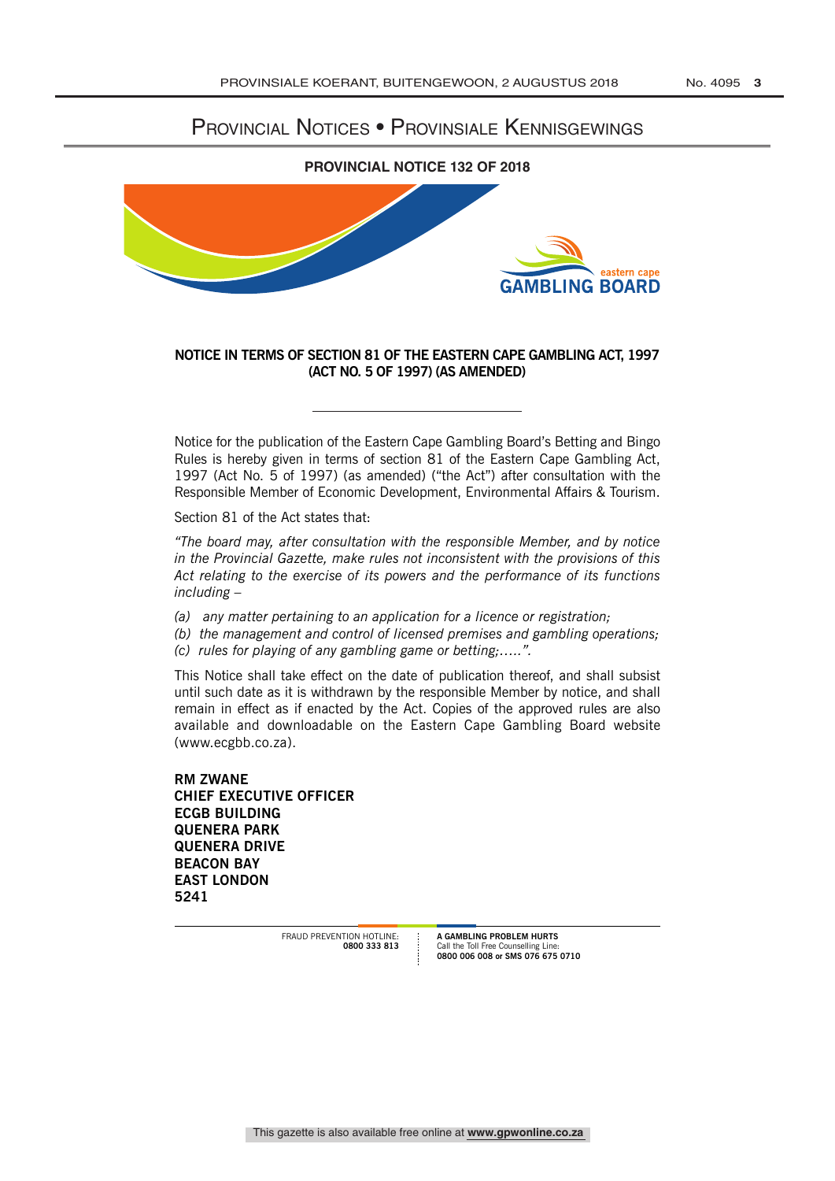# Provincial Notices • Provinsiale Kennisgewings

## PROVINCIAL NOTICE 132 OF 2018

eastern cape
GAMBLING BOARD

**NOTICE IN TERMS OF SECTION 81 OF THE EASTERN CAPE GAMBLING ACT, 1997 (ACT NO. 5 OF 1997) (AS AMENDED)**

---

Notice for the publication of the Eastern Cape Gambling Board's Betting and Bingo Rules is hereby given in terms of section 81 of the Eastern Cape Gambling Act, 1997 (Act No. 5 of 1997) (as amended) ("the Act") after consultation with the Responsible Member of Economic Development, Environmental Affairs & Tourism.

Section 81 of the Act states that:

*"The board may, after consultation with the responsible Member, and by notice in the Provincial Gazette, make rules not inconsistent with the provisions of this Act relating to the exercise of its powers and the performance of its functions including –*

*(a) any matter pertaining to an application for a licence or registration;*
*(b) the management and control of licensed premises and gambling operations;*
*(c) rules for playing of any gambling game or betting;….."*.

This Notice shall take effect on the date of publication thereof, and shall subsist until such date as it is withdrawn by the responsible Member by notice, and shall remain in effect as if enacted by the Act. Copies of the approved rules are also available and downloadable on the Eastern Cape Gambling Board website (www.ecgbb.co.za).

**RM ZWANE**
**CHIEF EXECUTIVE OFFICER**
**ECGB BUILDING**
**QUENERA PARK**
**QUENERA DRIVE**
**BEACON BAY**
**EAST LONDON**
**5241**

FRAUD PREVENTION HOTLINE: **0800 333 813**

**A GAMBLING PROBLEM HURTS**
Call the Toll Free Counselling Line:
**0800 006 008 or SMS 076 675 0710**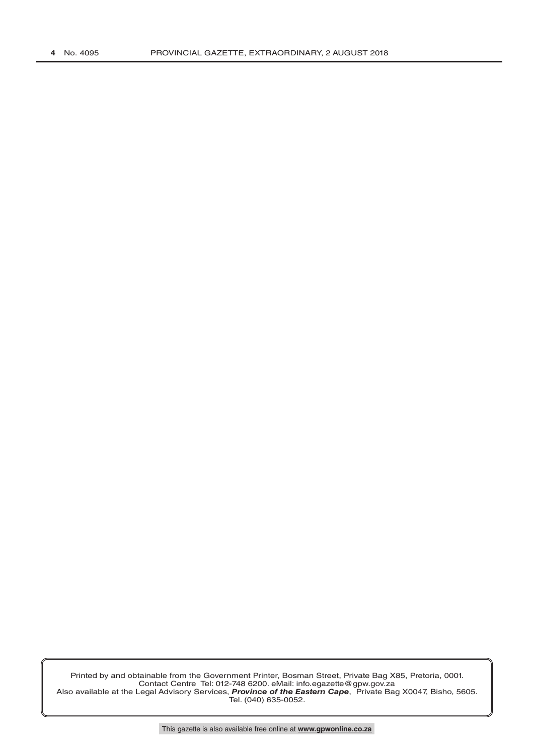Printed by and obtainable from the Government Printer, Bosman Street, Private Bag X85, Pretoria, 0001.
Contact Centre Tel: 012-748 6200. eMail: info.egazette@gpw.gov.za
Also available at the Legal Advisory Services, ***Province of the Eastern Cape***, Private Bag X0047, Bisho, 5605.
Tel. (040) 635-0052.

This gazette is also available free online at **www.gpwonline.co.za**